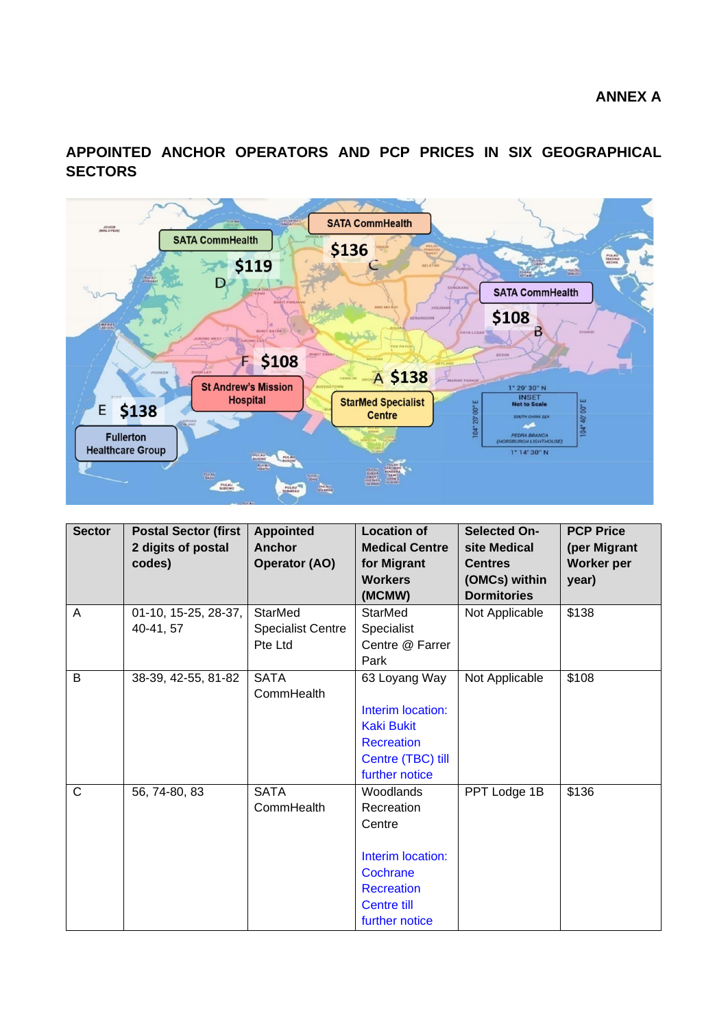**ANNEX A**

## APPOINTED ANCHOR OPERATORS AND PCP PRICES IN SIX GEOGRAPHICAL SECTORS

| Sector | Postal Sector (first 2 digits of postal codes) | Appointed Anchor Operator (AO) | Location of Medical Centre for Migrant Workers (MCMW) | Selected On-site Medical Centres (OMCs) within Dormitories | PCP Price (per Migrant Worker per year) |
|---|---|---|---|---|---|
| A | 01-10, 15-25, 28-37, 40-41, 57 | StarMed Specialist Centre Pte Ltd | StarMed Specialist Centre @ Farrer Park | Not Applicable | $138 |
| B | 38-39, 42-55, 81-82 | SATA CommHealth | 63 Loyang Way<br><br>Interim location: Kaki Bukit Recreation Centre (TBC) till further notice | Not Applicable | $108 |
| C | 56, 74-80, 83 | SATA CommHealth | Woodlands Recreation Centre<br><br>Interim location: Cochrane Recreation Centre till further notice | PPT Lodge 1B | $136 |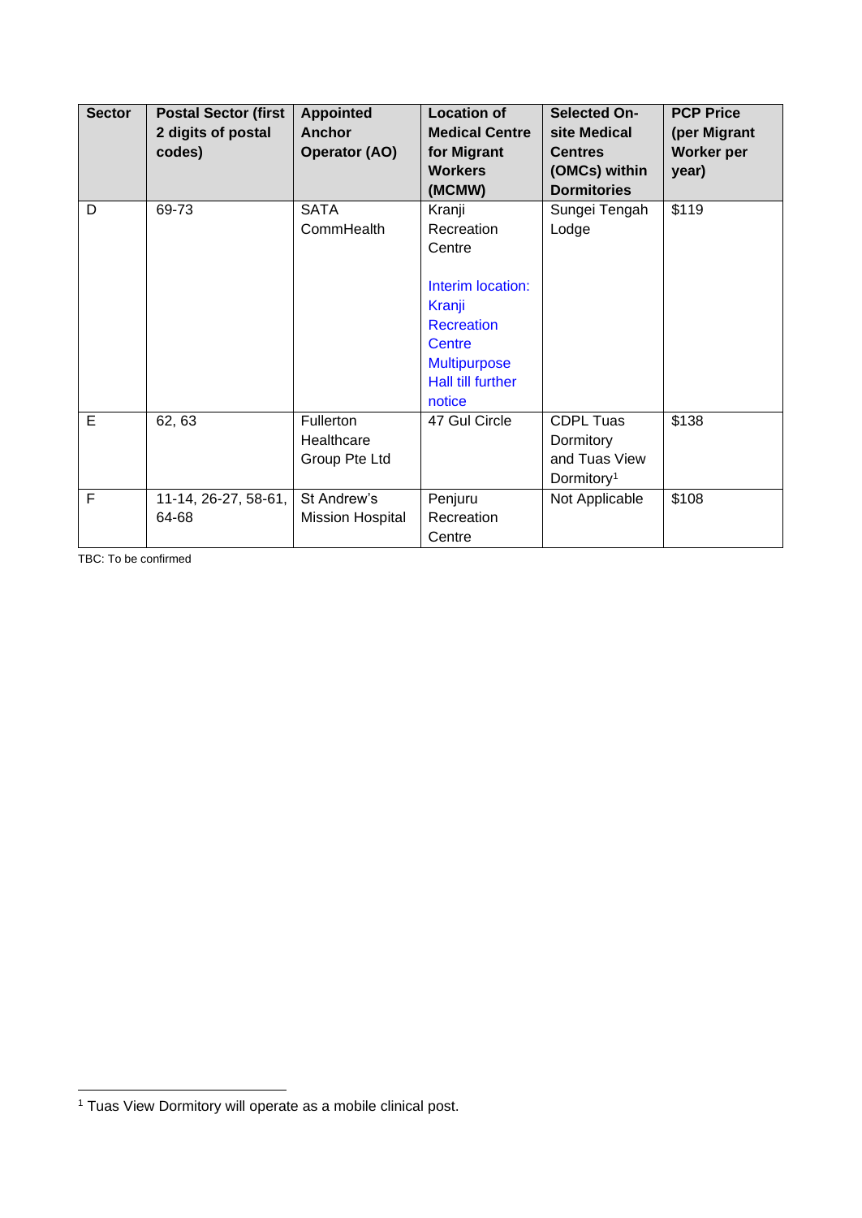| Sector | Postal Sector (first 2 digits of postal codes) | Appointed Anchor Operator (AO) | Location of Medical Centre for Migrant Workers (MCMW) | Selected On-site Medical Centres (OMCs) within Dormitories | PCP Price (per Migrant Worker per year) |
|---|---|---|---|---|---|
| D | 69-73 | SATA CommHealth | Kranji Recreation Centre<br><br>Interim location: Kranji Recreation Centre Multipurpose Hall till further notice | Sungei Tengah Lodge | $119 |
| E | 62, 63 | Fullerton Healthcare Group Pte Ltd | 47 Gul Circle | CDPL Tuas Dormitory and Tuas View Dormitory[1] | $138 |
| F | 11-14, 26-27, 58-61, 64-68 | St Andrew's Mission Hospital | Penjuru Recreation Centre | Not Applicable | $108 |

TBC: To be confirmed

[1] Tuas View Dormitory will operate as a mobile clinical post.